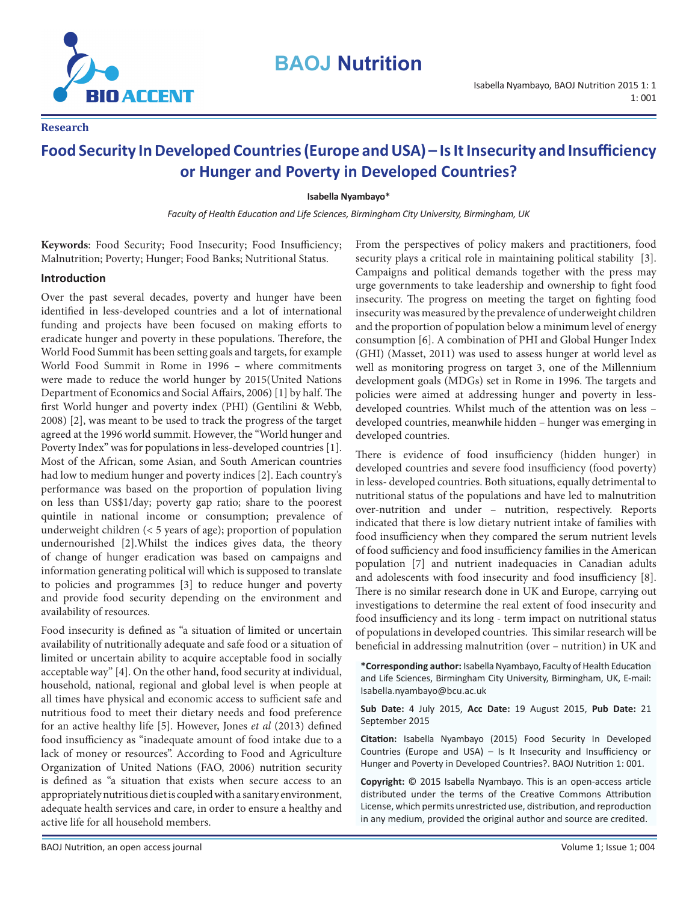Research

# Food Security In Developed Countries (Europe and USA) – Is It Insecurity and Insufficiency or Hunger and Poverty in Developed Countries?

**Isabella Nyambayo***

*Faculty of Health Education and Life Sciences, Birmingham City University, Birmingham, UK*

**Keywords**: Food Security; Food Insecurity; Food Insufficiency; Malnutrition; Poverty; Hunger; Food Banks; Nutritional Status.

## Introduction

Over the past several decades, poverty and hunger have been identified in less-developed countries and a lot of international funding and projects have been focused on making efforts to eradicate hunger and poverty in these populations. Therefore, the World Food Summit has been setting goals and targets, for example World Food Summit in Rome in 1996 – where commitments were made to reduce the world hunger by 2015(United Nations Department of Economics and Social Affairs, 2006) [1] by half. The first World hunger and poverty index (PHI) (Gentilini & Webb, 2008) [2], was meant to be used to track the progress of the target agreed at the 1996 world summit. However, the "World hunger and Poverty Index" was for populations in less-developed countries [1]. Most of the African, some Asian, and South American countries had low to medium hunger and poverty indices [2]. Each country's performance was based on the proportion of population living on less than US$1/day; poverty gap ratio; share to the poorest quintile in national income or consumption; prevalence of underweight children (< 5 years of age); proportion of population undernourished [2].Whilst the indices gives data, the theory of change of hunger eradication was based on campaigns and information generating political will which is supposed to translate to policies and programmes [3] to reduce hunger and poverty and provide food security depending on the environment and availability of resources.

Food insecurity is defined as "a situation of limited or uncertain availability of nutritionally adequate and safe food or a situation of limited or uncertain ability to acquire acceptable food in socially acceptable way" [4]. On the other hand, food security at individual, household, national, regional and global level is when people at all times have physical and economic access to sufficient safe and nutritious food to meet their dietary needs and food preference for an active healthy life [5]. However, Jones *et al* (2013) defined food insufficiency as "inadequate amount of food intake due to a lack of money or resources". According to Food and Agriculture Organization of United Nations (FAO, 2006) nutrition security is defined as "a situation that exists when secure access to an appropriately nutritious diet is coupled with a sanitary environment, adequate health services and care, in order to ensure a healthy and active life for all household members.

From the perspectives of policy makers and practitioners, food security plays a critical role in maintaining political stability [3]. Campaigns and political demands together with the press may urge governments to take leadership and ownership to fight food insecurity. The progress on meeting the target on fighting food insecurity was measured by the prevalence of underweight children and the proportion of population below a minimum level of energy consumption [6]. A combination of PHI and Global Hunger Index (GHI) (Masset, 2011) was used to assess hunger at world level as well as monitoring progress on target 3, one of the Millennium development goals (MDGs) set in Rome in 1996. The targets and policies were aimed at addressing hunger and poverty in less-developed countries. Whilst much of the attention was on less – developed countries, meanwhile hidden – hunger was emerging in developed countries.

There is evidence of food insufficiency (hidden hunger) in developed countries and severe food insufficiency (food poverty) in less- developed countries. Both situations, equally detrimental to nutritional status of the populations and have led to malnutrition over-nutrition and under – nutrition, respectively. Reports indicated that there is low dietary nutrient intake of families with food insufficiency when they compared the serum nutrient levels of food sufficiency and food insufficiency families in the American population [7] and nutrient inadequacies in Canadian adults and adolescents with food insecurity and food insufficiency [8]. There is no similar research done in UK and Europe, carrying out investigations to determine the real extent of food insecurity and food insufficiency and its long - term impact on nutritional status of populations in developed countries. This similar research will be beneficial in addressing malnutrition (over – nutrition) in UK and

**\*Corresponding author:** Isabella Nyambayo, Faculty of Health Education and Life Sciences, Birmingham City University, Birmingham, UK, E-mail: Isabella.nyambayo@bcu.ac.uk

**Sub Date:** 4 July 2015, **Acc Date:** 19 August 2015, **Pub Date:** 21 September 2015

**Citation:** Isabella Nyambayo (2015) Food Security In Developed Countries (Europe and USA) – Is It Insecurity and Insufficiency or Hunger and Poverty in Developed Countries?. BAOJ Nutrition 1: 001.

**Copyright:** © 2015 Isabella Nyambayo. This is an open-access article distributed under the terms of the Creative Commons Attribution License, which permits unrestricted use, distribution, and reproduction in any medium, provided the original author and source are credited.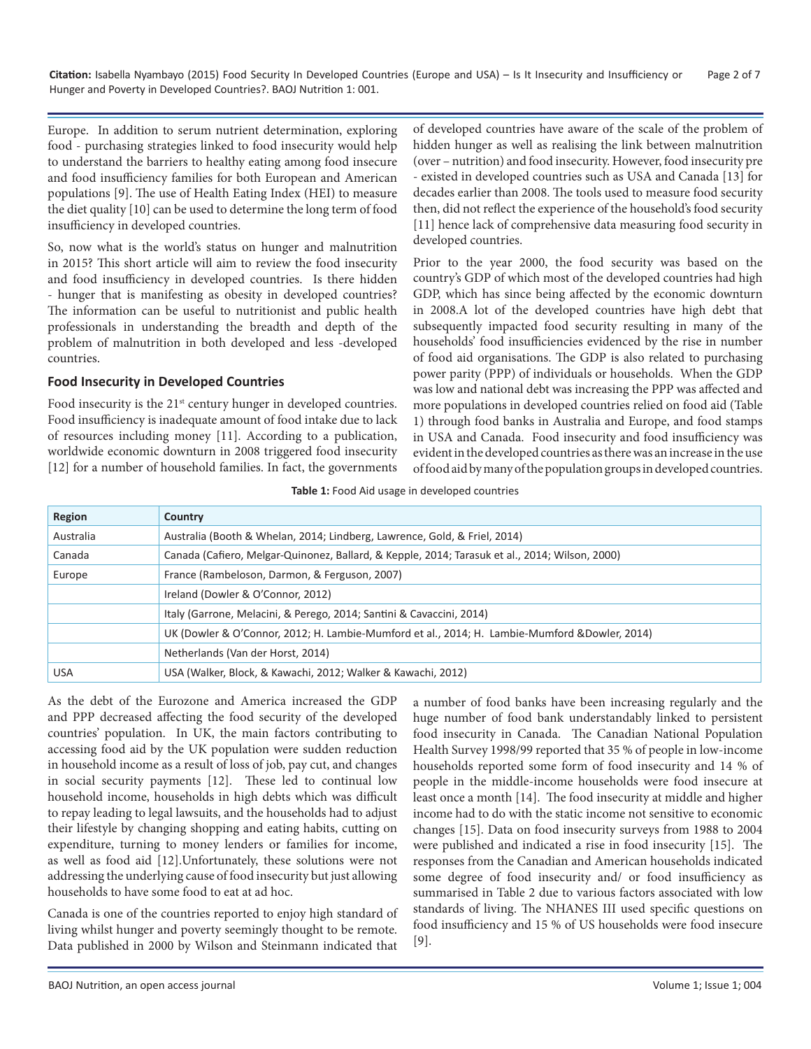Europe. In addition to serum nutrient determination, exploring food - purchasing strategies linked to food insecurity would help to understand the barriers to healthy eating among food insecure and food insufficiency families for both European and American populations [9]. The use of Health Eating Index (HEI) to measure the diet quality [10] can be used to determine the long term of food insufficiency in developed countries.

So, now what is the world's status on hunger and malnutrition in 2015? This short article will aim to review the food insecurity and food insufficiency in developed countries. Is there hidden - hunger that is manifesting as obesity in developed countries? The information can be useful to nutritionist and public health professionals in understanding the breadth and depth of the problem of malnutrition in both developed and less -developed countries.

## Food Insecurity in Developed Countries

Food insecurity is the 21st century hunger in developed countries. Food insufficiency is inadequate amount of food intake due to lack of resources including money [11]. According to a publication, worldwide economic downturn in 2008 triggered food insecurity [12] for a number of household families. In fact, the governments of developed countries have aware of the scale of the problem of hidden hunger as well as realising the link between malnutrition (over – nutrition) and food insecurity. However, food insecurity pre - existed in developed countries such as USA and Canada [13] for decades earlier than 2008. The tools used to measure food security then, did not reflect the experience of the household's food security [11] hence lack of comprehensive data measuring food security in developed countries.

Prior to the year 2000, the food security was based on the country's GDP of which most of the developed countries had high GDP, which has since being affected by the economic downturn in 2008.A lot of the developed countries have high debt that subsequently impacted food security resulting in many of the households' food insufficiencies evidenced by the rise in number of food aid organisations. The GDP is also related to purchasing power parity (PPP) of individuals or households. When the GDP was low and national debt was increasing the PPP was affected and more populations in developed countries relied on food aid (Table 1) through food banks in Australia and Europe, and food stamps in USA and Canada. Food insecurity and food insufficiency was evident in the developed countries as there was an increase in the use of food aid by many of the population groups in developed countries.

**Table 1:** Food Aid usage in developed countries

| Region | Country |
|---|---|
| Australia | Australia (Booth & Whelan, 2014; Lindberg, Lawrence, Gold, & Friel, 2014) |
| Canada | Canada (Cafiero, Melgar-Quinonez, Ballard, & Kepple, 2014; Tarasuk et al., 2014; Wilson, 2000) |
| Europe | France (Rambeloson, Darmon, & Ferguson, 2007) |
| | Ireland (Dowler & O'Connor, 2012) |
| | Italy (Garrone, Melacini, & Perego, 2014; Santini & Cavaccini, 2014) |
| | UK (Dowler & O'Connor, 2012; H. Lambie-Mumford et al., 2014; H. Lambie-Mumford &Dowler, 2014) |
| | Netherlands (Van der Horst, 2014) |
| USA | USA (Walker, Block, & Kawachi, 2012; Walker & Kawachi, 2012) |

As the debt of the Eurozone and America increased the GDP and PPP decreased affecting the food security of the developed countries' population. In UK, the main factors contributing to accessing food aid by the UK population were sudden reduction in household income as a result of loss of job, pay cut, and changes in social security payments [12]. These led to continual low household income, households in high debts which was difficult to repay leading to legal lawsuits, and the households had to adjust their lifestyle by changing shopping and eating habits, cutting on expenditure, turning to money lenders or families for income, as well as food aid [12].Unfortunately, these solutions were not addressing the underlying cause of food insecurity but just allowing households to have some food to eat at ad hoc.

Canada is one of the countries reported to enjoy high standard of living whilst hunger and poverty seemingly thought to be remote. Data published in 2000 by Wilson and Steinmann indicated that a number of food banks have been increasing regularly and the huge number of food bank understandably linked to persistent food insecurity in Canada. The Canadian National Population Health Survey 1998/99 reported that 35 % of people in low-income households reported some form of food insecurity and 14 % of people in the middle-income households were food insecure at least once a month [14]. The food insecurity at middle and higher income had to do with the static income not sensitive to economic changes [15]. Data on food insecurity surveys from 1988 to 2004 were published and indicated a rise in food insecurity [15]. The responses from the Canadian and American households indicated some degree of food insecurity and/ or food insufficiency as summarised in Table 2 due to various factors associated with low standards of living. The NHANES III used specific questions on food insufficiency and 15 % of US households were food insecure [9].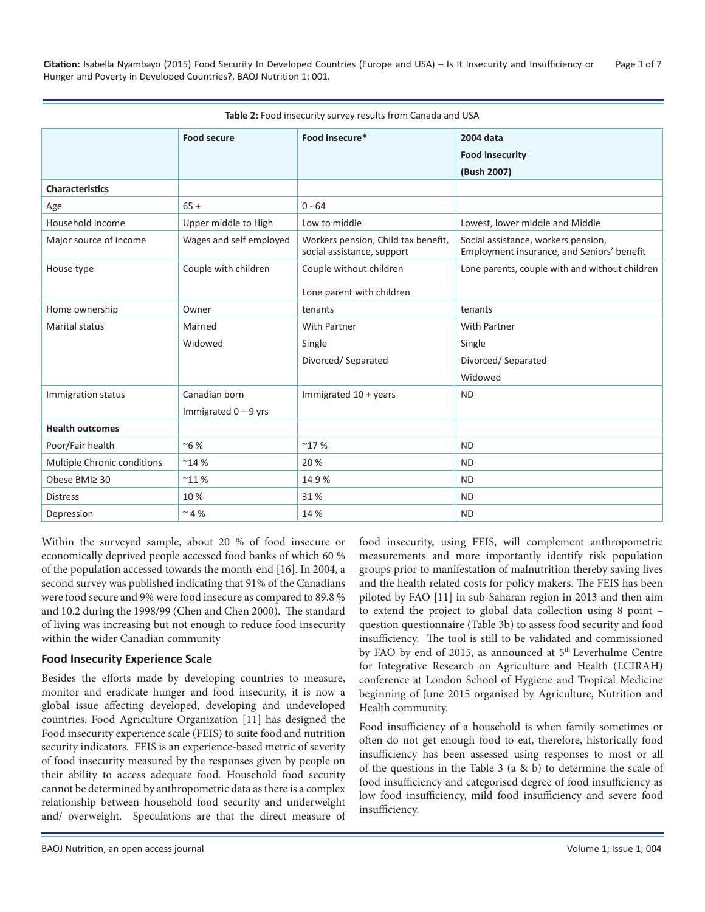**Table 2:** Food insecurity survey results from Canada and USA

| | Food secure | Food insecure* | 2004 data Food insecurity (Bush 2007) |
|---|---|---|---|
| **Characteristics** | | | |
| Age | 65 + | 0 - 64 | |
| Household Income | Upper middle to High | Low to middle | Lowest, lower middle and Middle |
| Major source of income | Wages and self employed | Workers pension, Child tax benefit, social assistance, support | Social assistance, workers pension, Employment insurance, and Seniors' benefit |
| House type | Couple with children | Couple without children<br>Lone parent with children | Lone parents, couple with and without children |
| Home ownership | Owner | tenants | tenants |
| Marital status | Married<br>Widowed | With Partner<br>Single<br>Divorced/ Separated | With Partner<br>Single<br>Divorced/ Separated<br>Widowed |
| Immigration status | Canadian born<br>Immigrated 0 – 9 yrs | Immigrated 10 + years | ND |
| **Health outcomes** | | | |
| Poor/Fair health | ~6 % | ~17 % | ND |
| Multiple Chronic conditions | ~14 % | 20 % | ND |
| Obese BMI≥ 30 | ~11 % | 14.9 % | ND |
| Distress | 10 % | 31 % | ND |
| Depression | ~ 4 % | 14 % | ND |

Within the surveyed sample, about 20 % of food insecure or economically deprived people accessed food banks of which 60 % of the population accessed towards the month-end [16]. In 2004, a second survey was published indicating that 91% of the Canadians were food secure and 9% were food insecure as compared to 89.8 % and 10.2 during the 1998/99 (Chen and Chen 2000). The standard of living was increasing but not enough to reduce food insecurity within the wider Canadian community

### Food Insecurity Experience Scale

Besides the efforts made by developing countries to measure, monitor and eradicate hunger and food insecurity, it is now a global issue affecting developed, developing and undeveloped countries. Food Agriculture Organization [11] has designed the Food insecurity experience scale (FEIS) to suite food and nutrition security indicators. FEIS is an experience-based metric of severity of food insecurity measured by the responses given by people on their ability to access adequate food. Household food security cannot be determined by anthropometric data as there is a complex relationship between household food security and underweight and/ overweight. Speculations are that the direct measure of food insecurity, using FEIS, will complement anthropometric measurements and more importantly identify risk population groups prior to manifestation of malnutrition thereby saving lives and the health related costs for policy makers. The FEIS has been piloted by FAO [11] in sub-Saharan region in 2013 and then aim to extend the project to global data collection using 8 point – question questionnaire (Table 3b) to assess food security and food insufficiency. The tool is still to be validated and commissioned by FAO by end of 2015, as announced at 5th Leverhulme Centre for Integrative Research on Agriculture and Health (LCIRAH) conference at London School of Hygiene and Tropical Medicine beginning of June 2015 organised by Agriculture, Nutrition and Health community.

Food insufficiency of a household is when family sometimes or often do not get enough food to eat, therefore, historically food insufficiency has been assessed using responses to most or all of the questions in the Table 3 (a & b) to determine the scale of food insufficiency and categorised degree of food insufficiency as low food insufficiency, mild food insufficiency and severe food insufficiency.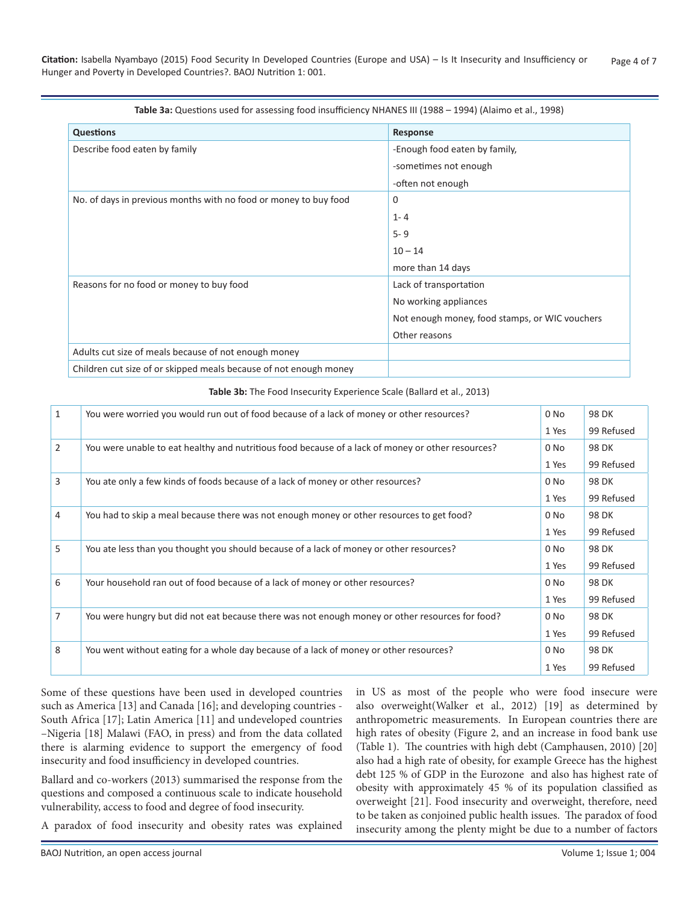**Table 3a:** Questions used for assessing food insufficiency NHANES III (1988 – 1994) (Alaimo et al., 1998)

| Questions | Response |
|---|---|
| Describe food eaten by family | -Enough food eaten by family,<br>-sometimes not enough<br>-often not enough |
| No. of days in previous months with no food or money to buy food | 0<br>1- 4<br>5- 9<br>10 – 14<br>more than 14 days |
| Reasons for no food or money to buy food | Lack of transportation<br>No working appliances<br>Not enough money, food stamps, or WIC vouchers<br>Other reasons |
| Adults cut size of meals because of not enough money | |
| Children cut size of or skipped meals because of not enough money | |

**Table 3b:** The Food Insecurity Experience Scale (Ballard et al., 2013)

| | | | |
|---|---|---|---|
| 1 | You were worried you would run out of food because of a lack of money or other resources? | 0 No<br>1 Yes | 98 DK<br>99 Refused |
| 2 | You were unable to eat healthy and nutritious food because of a lack of money or other resources? | 0 No<br>1 Yes | 98 DK<br>99 Refused |
| 3 | You ate only a few kinds of foods because of a lack of money or other resources? | 0 No<br>1 Yes | 98 DK<br>99 Refused |
| 4 | You had to skip a meal because there was not enough money or other resources to get food? | 0 No<br>1 Yes | 98 DK<br>99 Refused |
| 5 | You ate less than you thought you should because of a lack of money or other resources? | 0 No<br>1 Yes | 98 DK<br>99 Refused |
| 6 | Your household ran out of food because of a lack of money or other resources? | 0 No<br>1 Yes | 98 DK<br>99 Refused |
| 7 | You were hungry but did not eat because there was not enough money or other resources for food? | 0 No<br>1 Yes | 98 DK<br>99 Refused |
| 8 | You went without eating for a whole day because of a lack of money or other resources? | 0 No<br>1 Yes | 98 DK<br>99 Refused |

Some of these questions have been used in developed countries such as America [13] and Canada [16]; and developing countries - South Africa [17]; Latin America [11] and undeveloped countries –Nigeria [18] Malawi (FAO, in press) and from the data collated there is alarming evidence to support the emergency of food insecurity and food insufficiency in developed countries.

Ballard and co-workers (2013) summarised the response from the questions and composed a continuous scale to indicate household vulnerability, access to food and degree of food insecurity.

A paradox of food insecurity and obesity rates was explained in US as most of the people who were food insecure were also overweight(Walker et al., 2012) [19] as determined by anthropometric measurements. In European countries there are high rates of obesity (Figure 2, and an increase in food bank use (Table 1). The countries with high debt (Camphausen, 2010) [20] also had a high rate of obesity, for example Greece has the highest debt 125 % of GDP in the Eurozone and also has highest rate of obesity with approximately 45 % of its population classified as overweight [21]. Food insecurity and overweight, therefore, need to be taken as conjoined public health issues. The paradox of food insecurity among the plenty might be due to a number of factors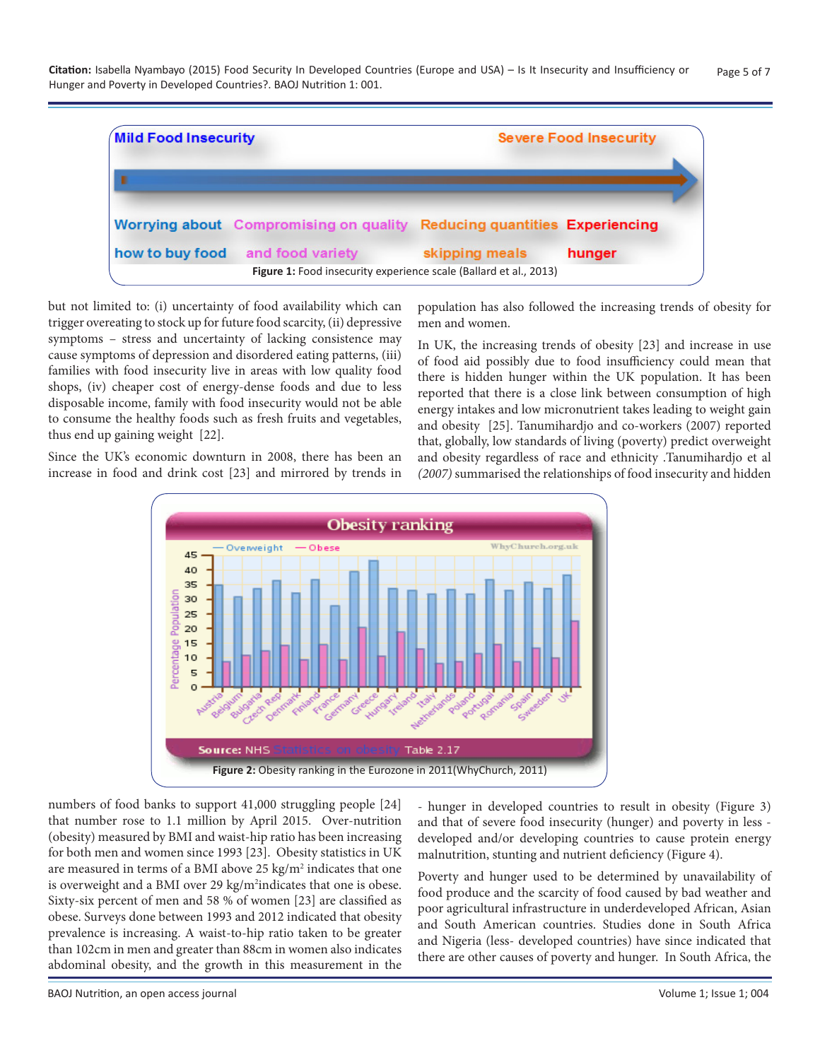Mild Food Insecurity — Severe Food Insecurity

Worrying about how to buy food | Compromising on quality and food variety | Reducing quantities skipping meals | Experiencing hunger

**Figure 1:** Food insecurity experience scale (Ballard et al., 2013)

but not limited to: (i) uncertainty of food availability which can trigger overeating to stock up for future food scarcity, (ii) depressive symptoms – stress and uncertainty of lacking consistence may cause symptoms of depression and disordered eating patterns, (iii) families with food insecurity live in areas with low quality food shops, (iv) cheaper cost of energy-dense foods and due to less disposable income, family with food insecurity would not be able to consume the healthy foods such as fresh fruits and vegetables, thus end up gaining weight [22].

Since the UK's economic downturn in 2008, there has been an increase in food and drink cost [23] and mirrored by trends in population has also followed the increasing trends of obesity for men and women.

In UK, the increasing trends of obesity [23] and increase in use of food aid possibly due to food insufficiency could mean that there is hidden hunger within the UK population. It has been reported that there is a close link between consumption of high energy intakes and low micronutrient takes leading to weight gain and obesity [25]. Tanumihardjo and co-workers (2007) reported that, globally, low standards of living (poverty) predict overweight and obesity regardless of race and ethnicity .Tanumihardjo et al *(2007)* summarised the relationships of food insecurity and hidden

**Figure 2:** Obesity ranking in the Eurozone in 2011(WhyChurch, 2011)

numbers of food banks to support 41,000 struggling people [24] that number rose to 1.1 million by April 2015. Over-nutrition (obesity) measured by BMI and waist-hip ratio has been increasing for both men and women since 1993 [23]. Obesity statistics in UK are measured in terms of a BMI above 25 kg/m$^2$ indicates that one is overweight and a BMI over 29 kg/m$^2$indicates that one is obese. Sixty-six percent of men and 58 % of women [23] are classified as obese. Surveys done between 1993 and 2012 indicated that obesity prevalence is increasing. A waist-to-hip ratio taken to be greater than 102cm in men and greater than 88cm in women also indicates abdominal obesity, and the growth in this measurement in the

- hunger in developed countries to result in obesity (Figure 3) and that of severe food insecurity (hunger) and poverty in less -developed and/or developing countries to cause protein energy malnutrition, stunting and nutrient deficiency (Figure 4).

Poverty and hunger used to be determined by unavailability of food produce and the scarcity of food caused by bad weather and poor agricultural infrastructure in underdeveloped African, Asian and South American countries. Studies done in South Africa and Nigeria (less- developed countries) have since indicated that there are other causes of poverty and hunger. In South Africa, the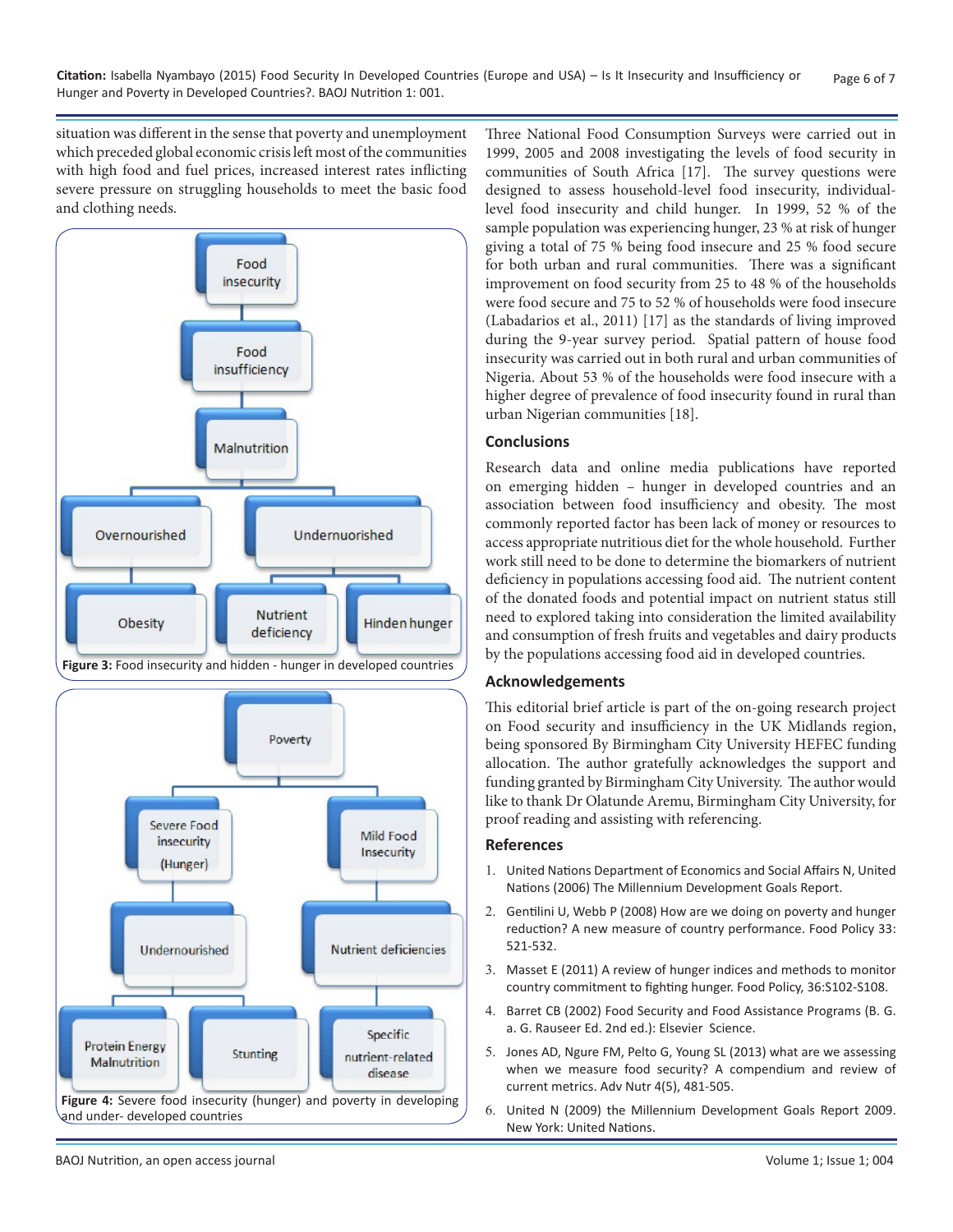situation was different in the sense that poverty and unemployment which preceded global economic crisis left most of the communities with high food and fuel prices, increased interest rates inflicting severe pressure on struggling households to meet the basic food and clothing needs.

Figure 3: Food insecurity and hidden - hunger in developed countries

Figure 4: Severe food insecurity (hunger) and poverty in developing and under- developed countries

Three National Food Consumption Surveys were carried out in 1999, 2005 and 2008 investigating the levels of food security in communities of South Africa [17]. The survey questions were designed to assess household-level food insecurity, individual-level food insecurity and child hunger. In 1999, 52 % of the sample population was experiencing hunger, 23 % at risk of hunger giving a total of 75 % being food insecure and 25 % food secure for both urban and rural communities. There was a significant improvement on food security from 25 to 48 % of the households were food secure and 75 to 52 % of households were food insecure (Labadarios et al., 2011) [17] as the standards of living improved during the 9-year survey period. Spatial pattern of house food insecurity was carried out in both rural and urban communities of Nigeria. About 53 % of the households were food insecure with a higher degree of prevalence of food insecurity found in rural than urban Nigerian communities [18].

## Conclusions

Research data and online media publications have reported on emerging hidden – hunger in developed countries and an association between food insufficiency and obesity. The most commonly reported factor has been lack of money or resources to access appropriate nutritious diet for the whole household. Further work still need to be done to determine the biomarkers of nutrient deficiency in populations accessing food aid. The nutrient content of the donated foods and potential impact on nutrient status still need to explored taking into consideration the limited availability and consumption of fresh fruits and vegetables and dairy products by the populations accessing food aid in developed countries.

## Acknowledgements

This editorial brief article is part of the on-going research project on Food security and insufficiency in the UK Midlands region, being sponsored By Birmingham City University HEFEC funding allocation. The author gratefully acknowledges the support and funding granted by Birmingham City University. The author would like to thank Dr Olatunde Aremu, Birmingham City University, for proof reading and assisting with referencing.

## References

1. United Nations Department of Economics and Social Affairs N, United Nations (2006) The Millennium Development Goals Report.
2. Gentilini U, Webb P (2008) How are we doing on poverty and hunger reduction? A new measure of country performance. Food Policy 33: 521-532.
3. Masset E (2011) A review of hunger indices and methods to monitor country commitment to fighting hunger. Food Policy, 36:S102-S108.
4. Barret CB (2002) Food Security and Food Assistance Programs (B. G. a. G. Rauseer Ed. 2nd ed.): Elsevier Science.
5. Jones AD, Ngure FM, Pelto G, Young SL (2013) what are we assessing when we measure food security? A compendium and review of current metrics. Adv Nutr 4(5), 481-505.
6. United N (2009) the Millennium Development Goals Report 2009. New York: United Nations.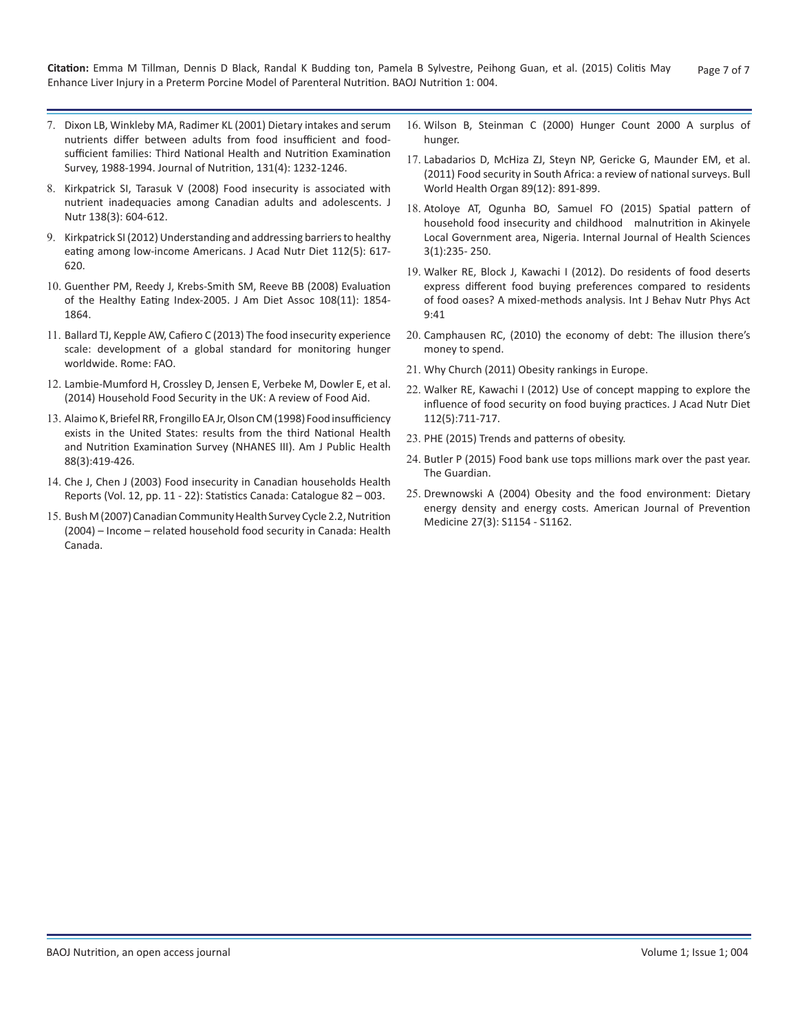7. Dixon LB, Winkleby MA, Radimer KL (2001) Dietary intakes and serum nutrients differ between adults from food insufficient and food-sufficient families: Third National Health and Nutrition Examination Survey, 1988-1994. Journal of Nutrition, 131(4): 1232-1246.
8. Kirkpatrick SI, Tarasuk V (2008) Food insecurity is associated with nutrient inadequacies among Canadian adults and adolescents. J Nutr 138(3): 604-612.
9. Kirkpatrick SI (2012) Understanding and addressing barriers to healthy eating among low-income Americans. J Acad Nutr Diet 112(5): 617-620.
10. Guenther PM, Reedy J, Krebs-Smith SM, Reeve BB (2008) Evaluation of the Healthy Eating Index-2005. J Am Diet Assoc 108(11): 1854-1864.
11. Ballard TJ, Kepple AW, Cafiero C (2013) The food insecurity experience scale: development of a global standard for monitoring hunger worldwide. Rome: FAO.
12. Lambie-Mumford H, Crossley D, Jensen E, Verbeke M, Dowler E, et al. (2014) Household Food Security in the UK: A review of Food Aid.
13. Alaimo K, Briefel RR, Frongillo EA Jr, Olson CM (1998) Food insufficiency exists in the United States: results from the third National Health and Nutrition Examination Survey (NHANES III). Am J Public Health 88(3):419-426.
14. Che J, Chen J (2003) Food insecurity in Canadian households Health Reports (Vol. 12, pp. 11 - 22): Statistics Canada: Catalogue 82 – 003.
15. Bush M (2007) Canadian Community Health Survey Cycle 2.2, Nutrition (2004) – Income – related household food security in Canada: Health Canada.
16. Wilson B, Steinman C (2000) Hunger Count 2000 A surplus of hunger.
17. Labadarios D, McHiza ZJ, Steyn NP, Gericke G, Maunder EM, et al. (2011) Food security in South Africa: a review of national surveys. Bull World Health Organ 89(12): 891-899.
18. Atoloye AT, Ogunha BO, Samuel FO (2015) Spatial pattern of household food insecurity and childhood malnutrition in Akinyele Local Government area, Nigeria. Internal Journal of Health Sciences 3(1):235- 250.
19. Walker RE, Block J, Kawachi I (2012). Do residents of food deserts express different food buying preferences compared to residents of food oases? A mixed-methods analysis. Int J Behav Nutr Phys Act 9:41
20. Camphausen RC, (2010) the economy of debt: The illusion there's money to spend.
21. Why Church (2011) Obesity rankings in Europe.
22. Walker RE, Kawachi I (2012) Use of concept mapping to explore the influence of food security on food buying practices. J Acad Nutr Diet 112(5):711-717.
23. PHE (2015) Trends and patterns of obesity.
24. Butler P (2015) Food bank use tops millions mark over the past year. The Guardian.
25. Drewnowski A (2004) Obesity and the food environment: Dietary energy density and energy costs. American Journal of Prevention Medicine 27(3): S1154 - S1162.